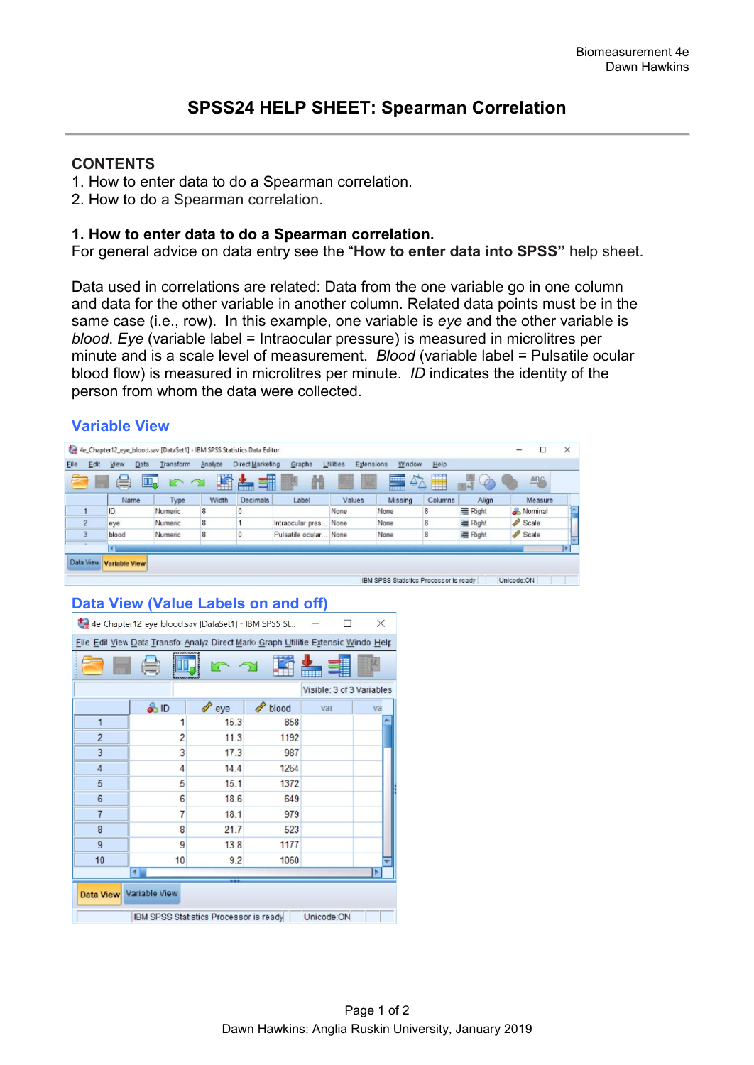# SPSS24 HELP SHEET: Spearman Correlation

## CONTENTS

1. How to enter data to do a Spearman correlation.
2. How to do a Spearman correlation.

## 1. How to enter data to do a Spearman correlation.

For general advice on data entry see the "**How to enter data into SPSS"** help sheet.

Data used in correlations are related: Data from the one variable go in one column and data for the other variable in another column. Related data points must be in the same case (i.e., row). In this example, one variable is *eye* and the other variable is *blood*. *Eye* (variable label = Intraocular pressure) is measured in microlitres per minute and is a scale level of measurement. *Blood* (variable label = Pulsatile ocular blood flow) is measured in microlitres per minute. *ID* indicates the identity of the person from whom the data were collected.

### Variable View

| | Name | Type | Width | Decimals | Label | Values | Missing | Columns | Align | Measure |
|---|---|---|---|---|---|---|---|---|---|---|
| 1 | ID | Numeric | 8 | 0 | | None | None | 8 | Right | Nominal |
| 2 | eye | Numeric | 8 | 1 | Intraocular pres... | None | None | 8 | Right | Scale |
| 3 | blood | Numeric | 8 | 0 | Pulsatile ocular... | None | None | 8 | Right | Scale |

### Data View (Value Labels on and off)

| | ID | eye | blood |
|---|---|---|---|
| 1 | 1 | 15.3 | 858 |
| 2 | 2 | 11.3 | 1192 |
| 3 | 3 | 17.3 | 987 |
| 4 | 4 | 14.4 | 1264 |
| 5 | 5 | 15.1 | 1372 |
| 6 | 6 | 18.6 | 649 |
| 7 | 7 | 18.1 | 979 |
| 8 | 8 | 21.7 | 523 |
| 9 | 9 | 13.8 | 1177 |
| 10 | 10 | 9.2 | 1060 |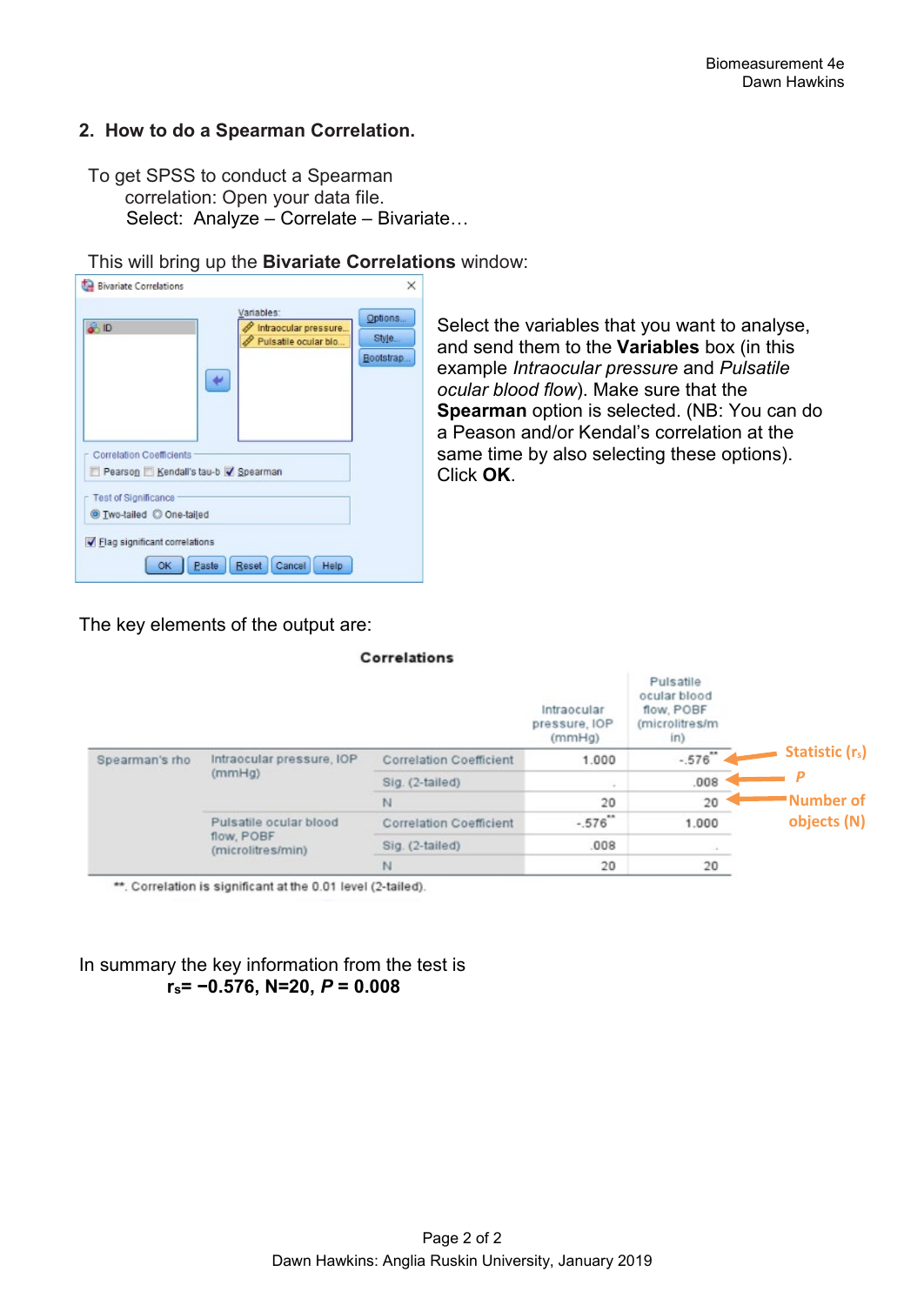## 2. How to do a Spearman Correlation.

To get SPSS to conduct a Spearman correlation: Open your data file.
Select: Analyze – Correlate – Bivariate…

This will bring up the **Bivariate Correlations** window:

Select the variables that you want to analyse, and send them to the **Variables** box (in this example *Intraocular pressure* and *Pulsatile ocular blood flow*). Make sure that the **Spearman** option is selected. (NB: You can do a Peason and/or Kendal's correlation at the same time by also selecting these options). Click **OK**.

The key elements of the output are:

**Correlations**

| | | | Intraocular pressure, IOP (mmHg) | Pulsatile ocular blood flow, POBF (microlitres/min) |
|---|---|---|---|---|
| Spearman's rho | Intraocular pressure, IOP (mmHg) | Correlation Coefficient | 1.000 | -.576** |
| | | Sig. (2-tailed) | . | .008 |
| | | N | 20 | 20 |
| | Pulsatile ocular blood flow, POBF (microlitres/min) | Correlation Coefficient | -.576** | 1.000 |
| | | Sig. (2-tailed) | .008 | . |
| | | N | 20 | 20 |

**. Correlation is significant at the 0.01 level (2-tailed).

Statistic ($r_s$)
*P*
Number of objects (N)

In summary the key information from the test is
**$r_s$= −0.576, N=20, *P* = 0.008**